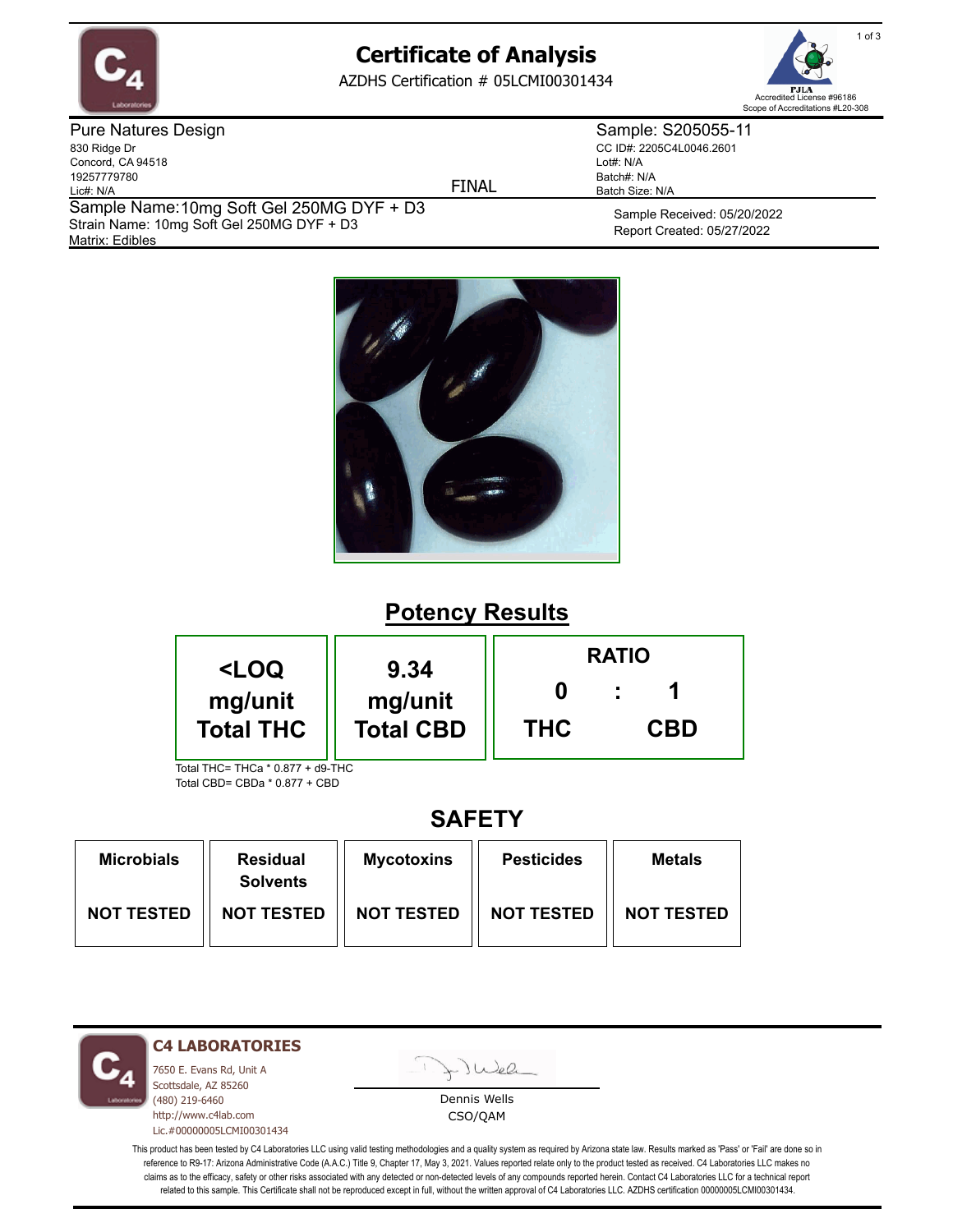# Certificate of Analysis

AZDHS Certification # 05LCMI00301434

Accredited License #96186
Scope of Accreditations #L20-308

**Pure Natures Design**
830 Ridge Dr
Concord, CA 94518
19257779780
Lic#: N/A

FINAL

**Sample: S205055-11**
CC ID#: 2205C4L0046.2601
Lot#: N/A
Batch#: N/A
Batch Size: N/A

Sample Name: 10mg Soft Gel 250MG DYF + D3
Strain Name: 10mg Soft Gel 250MG DYF + D3
Matrix: Edibles

Sample Received: 05/20/2022
Report Created: 05/27/2022

## Potency Results

| <LOQ mg/unit Total THC | 9.34 mg/unit Total CBD | RATIO 0 : 1 THC : CBD |
|---|---|---|

Total THC= THCa * 0.877 + d9-THC
Total CBD= CBDa * 0.877 + CBD

## SAFETY

| Microbials | Residual Solvents | Mycotoxins | Pesticides | Metals |
|---|---|---|---|---|
| NOT TESTED | NOT TESTED | NOT TESTED | NOT TESTED | NOT TESTED |

**C4 LABORATORIES**
7650 E. Evans Rd, Unit A
Scottsdale, AZ 85260
(480) 219-6460
http://www.c4lab.com
Lic.#00000005LCMI00301434

Dennis Wells
CSO/QAM

This product has been tested by C4 Laboratories LLC using valid testing methodologies and a quality system as required by Arizona state law. Results marked as 'Pass' or 'Fail' are done so in reference to R9-17: Arizona Administrative Code (A.A.C.) Title 9, Chapter 17, May 3, 2021. Values reported relate only to the product tested as received. C4 Laboratories LLC makes no claims as to the efficacy, safety or other risks associated with any detected or non-detected levels of any compounds reported herein. Contact C4 Laboratories LLC for a technical report related to this sample. This Certificate shall not be reproduced except in full, without the written approval of C4 Laboratories LLC. AZDHS certification 00000005LCMI00301434.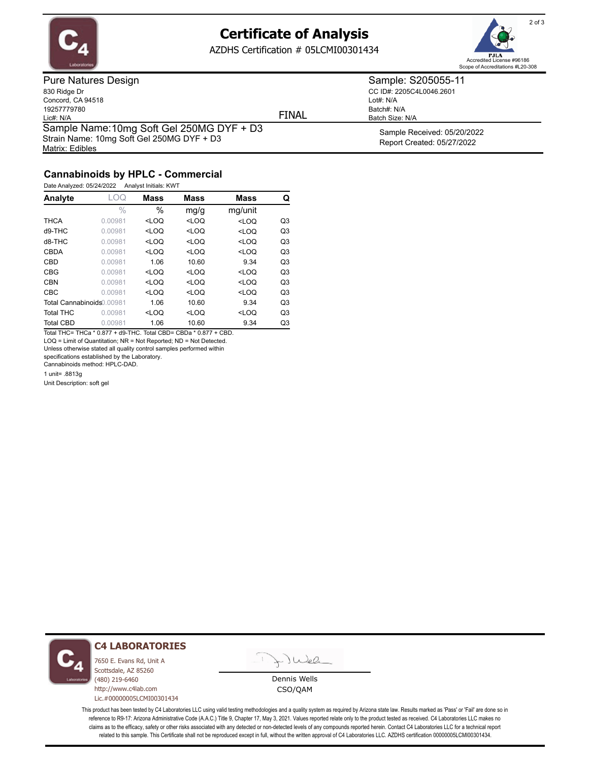# Certificate of Analysis

AZDHS Certification # 05LCMI00301434

PJLA Accredited License #96186
Scope of Accreditations #L20-308

**Pure Natures Design**
830 Ridge Dr
Concord, CA 94518
19257779780
Lic#: N/A

FINAL

**Sample: S205055-11**
CC ID#: 2205C4L0046.2601
Lot#: N/A
Batch#: N/A
Batch Size: N/A

Sample Name: 10mg Soft Gel 250MG DYF + D3
Strain Name: 10mg Soft Gel 250MG DYF + D3
Matrix: Edibles

Sample Received: 05/20/2022
Report Created: 05/27/2022

## Cannabinoids by HPLC - Commercial

Date Analyzed: 05/24/2022 Analyst Initials: KWT

| Analyte | LOQ | Mass | Mass | Mass | Q |
|---|---|---|---|---|---|
| | % | % | mg/g | mg/unit | |
| THCA | 0.00981 | <LOQ | <LOQ | <LOQ | Q3 |
| d9-THC | 0.00981 | <LOQ | <LOQ | <LOQ | Q3 |
| d8-THC | 0.00981 | <LOQ | <LOQ | <LOQ | Q3 |
| CBDA | 0.00981 | <LOQ | <LOQ | <LOQ | Q3 |
| CBD | 0.00981 | 1.06 | 10.60 | 9.34 | Q3 |
| CBG | 0.00981 | <LOQ | <LOQ | <LOQ | Q3 |
| CBN | 0.00981 | <LOQ | <LOQ | <LOQ | Q3 |
| CBC | 0.00981 | <LOQ | <LOQ | <LOQ | Q3 |
| Total Cannabinoids | 0.00981 | 1.06 | 10.60 | 9.34 | Q3 |
| Total THC | 0.00981 | <LOQ | <LOQ | <LOQ | Q3 |
| Total CBD | 0.00981 | 1.06 | 10.60 | 9.34 | Q3 |

Total THC= THCa * 0.877 + d9-THC. Total CBD= CBDa * 0.877 + CBD.
LOQ = Limit of Quantitation; NR = Not Reported; ND = Not Detected.
Unless otherwise stated all quality control samples performed within specifications established by the Laboratory.
Cannabinoids method: HPLC-DAD.
1 unit= .8813g
Unit Description: soft gel

**C4 LABORATORIES**
7650 E. Evans Rd, Unit A
Scottsdale, AZ 85260
(480) 219-6460
http://www.c4lab.com
Lic.#00000005LCMI00301434

Dennis Wells
CSO/QAM

This product has been tested by C4 Laboratories LLC using valid testing methodologies and a quality system as required by Arizona state law. Results marked as 'Pass' or 'Fail' are done so in reference to R9-17: Arizona Administrative Code (A.A.C.) Title 9, Chapter 17, May 3, 2021. Values reported relate only to the product tested as received. C4 Laboratories LLC makes no claims as to the efficacy, safety or other risks associated with any detected or non-detected levels of any compounds reported herein. Contact C4 Laboratories LLC for a technical report related to this sample. This Certificate shall not be reproduced except in full, without the written approval of C4 Laboratories LLC. AZDHS certification 00000005LCMI00301434.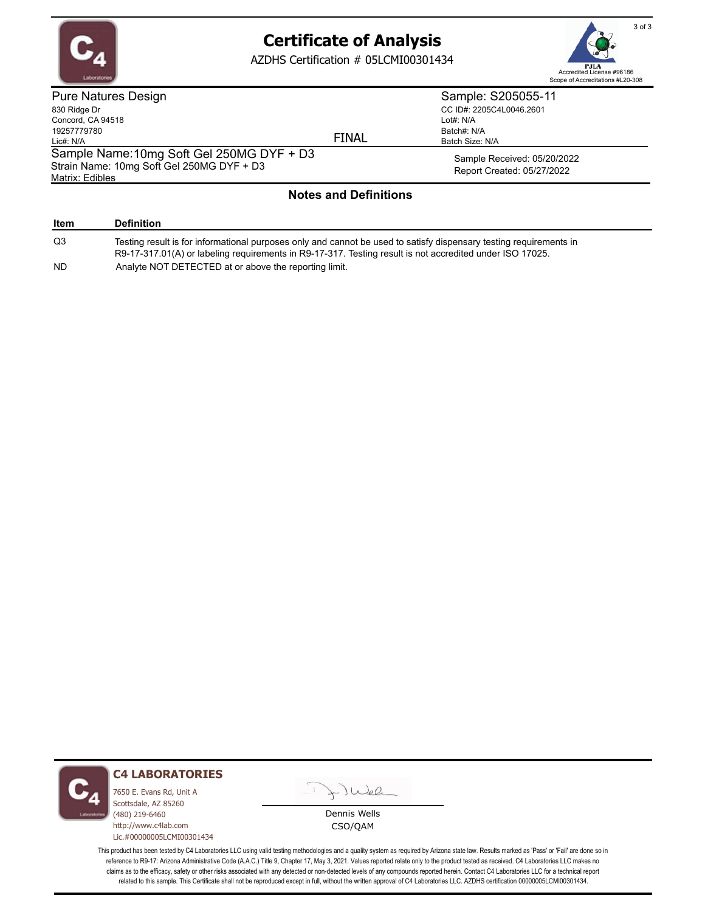# Certificate of Analysis

AZDHS Certification # 05LCMI00301434

Accredited License #96186
Scope of Accreditations #L20-308

**Pure Natures Design**
830 Ridge Dr
Concord, CA 94518
19257779780
Lic#: N/A

FINAL

**Sample: S205055-11**
CC ID#: 2205C4L0046.2601
Lot#: N/A
Batch#: N/A
Batch Size: N/A

Sample Name: 10mg Soft Gel 250MG DYF + D3
Strain Name: 10mg Soft Gel 250MG DYF + D3
Matrix: Edibles

Sample Received: 05/20/2022
Report Created: 05/27/2022

## Notes and Definitions

| Item | Definition |
|---|---|
| Q3 | Testing result is for informational purposes only and cannot be used to satisfy dispensary testing requirements in R9-17-317.01(A) or labeling requirements in R9-17-317. Testing result is not accredited under ISO 17025. |
| ND | Analyte NOT DETECTED at or above the reporting limit. |

**C4 LABORATORIES**
7650 E. Evans Rd, Unit A
Scottsdale, AZ 85260
(480) 219-6460
http://www.c4lab.com
Lic.#00000005LCMI00301434

Dennis Wells
CSO/QAM

This product has been tested by C4 Laboratories LLC using valid testing methodologies and a quality system as required by Arizona state law. Results marked as 'Pass' or 'Fail' are done so in reference to R9-17: Arizona Administrative Code (A.A.C.) Title 9, Chapter 17, May 3, 2021. Values reported relate only to the product tested as received. C4 Laboratories LLC makes no claims as to the efficacy, safety or other risks associated with any detected or non-detected levels of any compounds reported herein. Contact C4 Laboratories LLC for a technical report related to this sample. This Certificate shall not be reproduced except in full, without the written approval of C4 Laboratories LLC. AZDHS certification 00000005LCMI00301434.